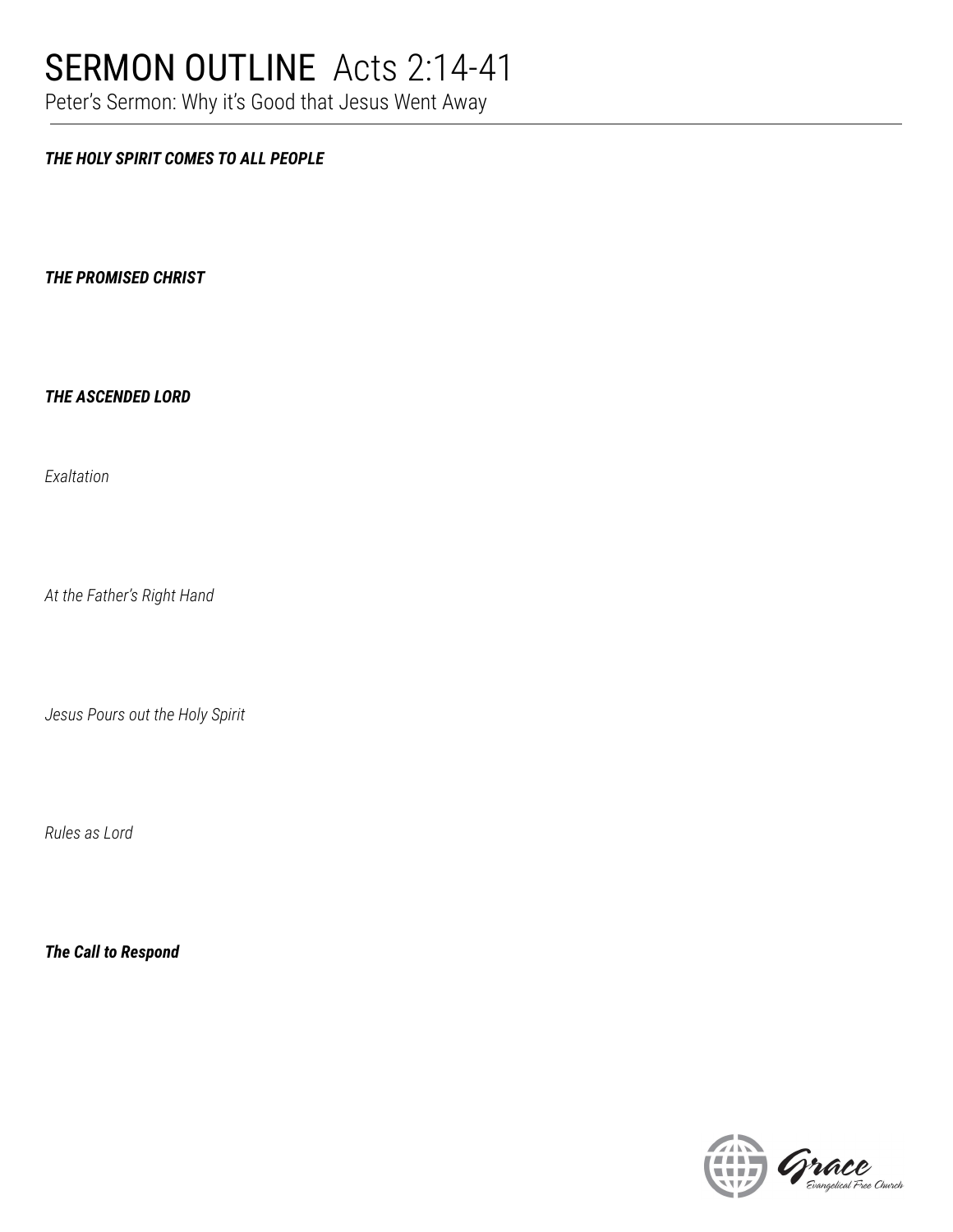# SERMON OUTLINE Acts 2:14-41

Peter's Sermon: Why it's Good that Jesus Went Away

## *THE HOLY SPIRIT COMES TO ALL PEOPLE*

## *THE PROMISED CHRIST*

## *THE ASCENDED LORD*

*Exaltation*

*At the Father's Right Hand*

*Jesus Pours out the Holy Spirit*

*Rules as Lord*

## *The Call to Respond*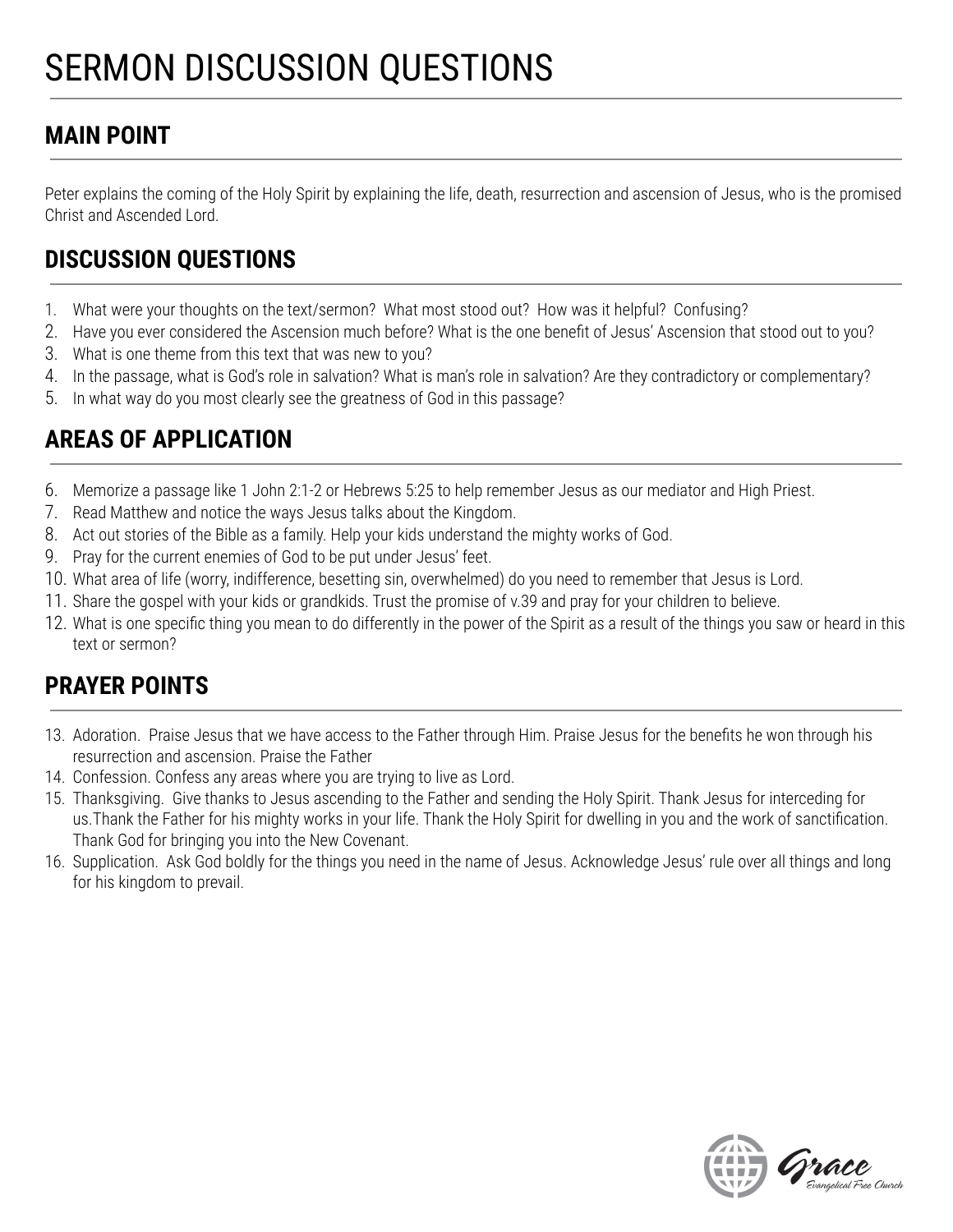# SERMON DISCUSSION QUESTIONS

## MAIN POINT

Peter explains the coming of the Holy Spirit by explaining the life, death, resurrection and ascension of Jesus, who is the promised Christ and Ascended Lord.

## DISCUSSION QUESTIONS

1. What were your thoughts on the text/sermon? What most stood out? How was it helpful? Confusing?
2. Have you ever considered the Ascension much before? What is the one benefit of Jesus' Ascension that stood out to you?
3. What is one theme from this text that was new to you?
4. In the passage, what is God's role in salvation? What is man's role in salvation? Are they contradictory or complementary?
5. In what way do you most clearly see the greatness of God in this passage?

## AREAS OF APPLICATION

6. Memorize a passage like 1 John 2:1-2 or Hebrews 5:25 to help remember Jesus as our mediator and High Priest.
7. Read Matthew and notice the ways Jesus talks about the Kingdom.
8. Act out stories of the Bible as a family. Help your kids understand the mighty works of God.
9. Pray for the current enemies of God to be put under Jesus' feet.
10. What area of life (worry, indifference, besetting sin, overwhelmed) do you need to remember that Jesus is Lord.
11. Share the gospel with your kids or grandkids. Trust the promise of v.39 and pray for your children to believe.
12. What is one specific thing you mean to do differently in the power of the Spirit as a result of the things you saw or heard in this text or sermon?

## PRAYER POINTS

13. Adoration. Praise Jesus that we have access to the Father through Him. Praise Jesus for the benefits he won through his resurrection and ascension. Praise the Father
14. Confession. Confess any areas where you are trying to live as Lord.
15. Thanksgiving. Give thanks to Jesus ascending to the Father and sending the Holy Spirit. Thank Jesus for interceding for us.Thank the Father for his mighty works in your life. Thank the Holy Spirit for dwelling in you and the work of sanctification. Thank God for bringing you into the New Covenant.
16. Supplication. Ask God boldly for the things you need in the name of Jesus. Acknowledge Jesus' rule over all things and long for his kingdom to prevail.

Grace
Evangelical Free Church